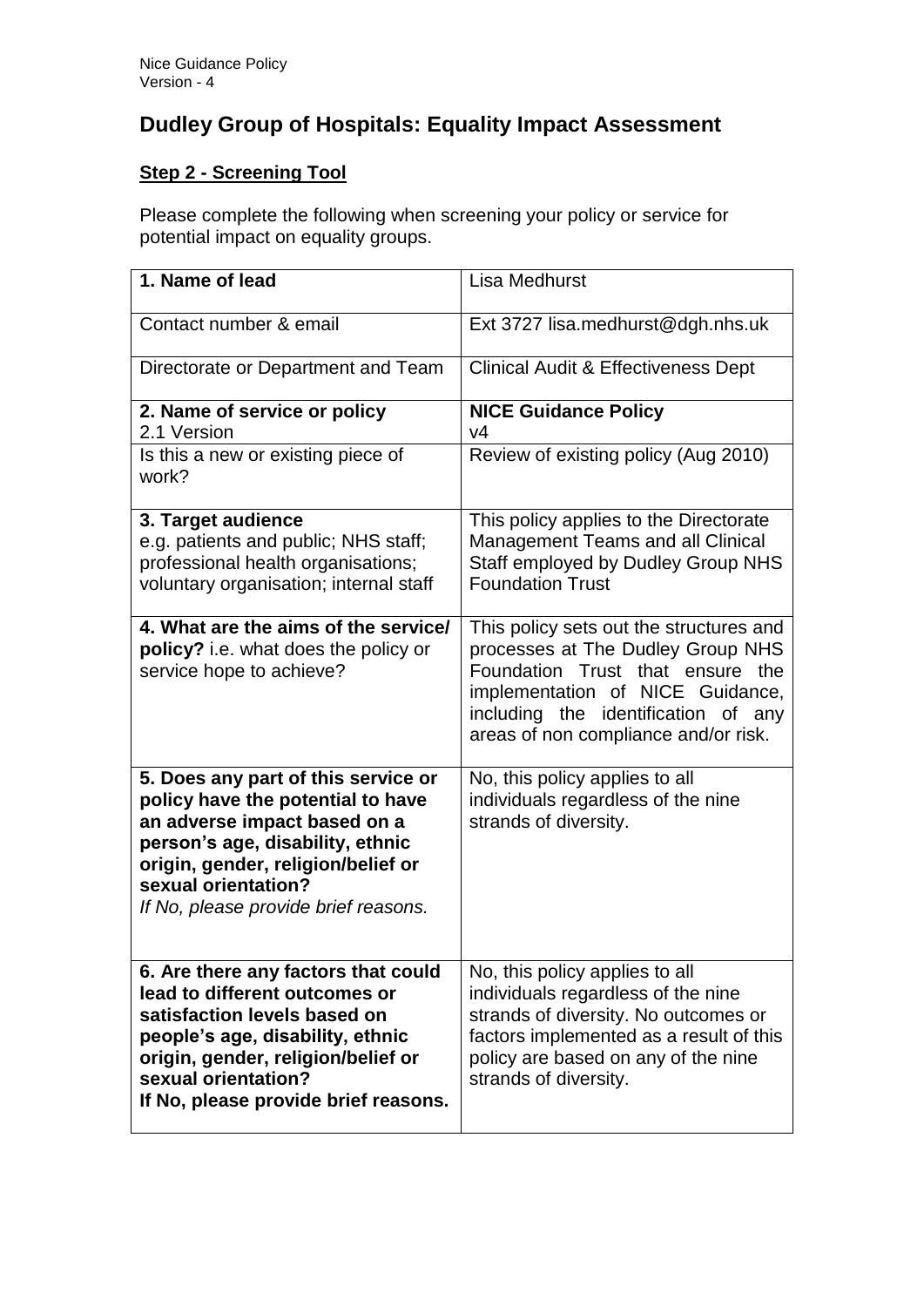# Dudley Group of Hospitals: Equality Impact Assessment

**Step 2 - Screening Tool**

Please complete the following when screening your policy or service for potential impact on equality groups.

| **1. Name of lead** | Lisa Medhurst |
|---|---|
| Contact number & email | Ext 3727 lisa.medhurst@dgh.nhs.uk |
| Directorate or Department and Team | Clinical Audit & Effectiveness Dept |
| **2. Name of service or policy**<br>2.1 Version | **NICE Guidance Policy**<br>v4 |
| Is this a new or existing piece of work? | Review of existing policy (Aug 2010) |
| **3. Target audience**<br>e.g. patients and public; NHS staff; professional health organisations; voluntary organisation; internal staff | This policy applies to the Directorate Management Teams and all Clinical Staff employed by Dudley Group NHS Foundation Trust |
| **4. What are the aims of the service/ policy?** i.e. what does the policy or service hope to achieve? | This policy sets out the structures and processes at The Dudley Group NHS Foundation Trust that ensure the implementation of NICE Guidance, including the identification of any areas of non compliance and/or risk. |
| **5. Does any part of this service or policy have the potential to have an adverse impact based on a person's age, disability, ethnic origin, gender, religion/belief or sexual orientation?**<br>*If No, please provide brief reasons.* | No, this policy applies to all individuals regardless of the nine strands of diversity. |
| **6. Are there any factors that could lead to different outcomes or satisfaction levels based on people's age, disability, ethnic origin, gender, religion/belief or sexual orientation?**<br>**If No, please provide brief reasons.** | No, this policy applies to all individuals regardless of the nine strands of diversity. No outcomes or factors implemented as a result of this policy are based on any of the nine strands of diversity. |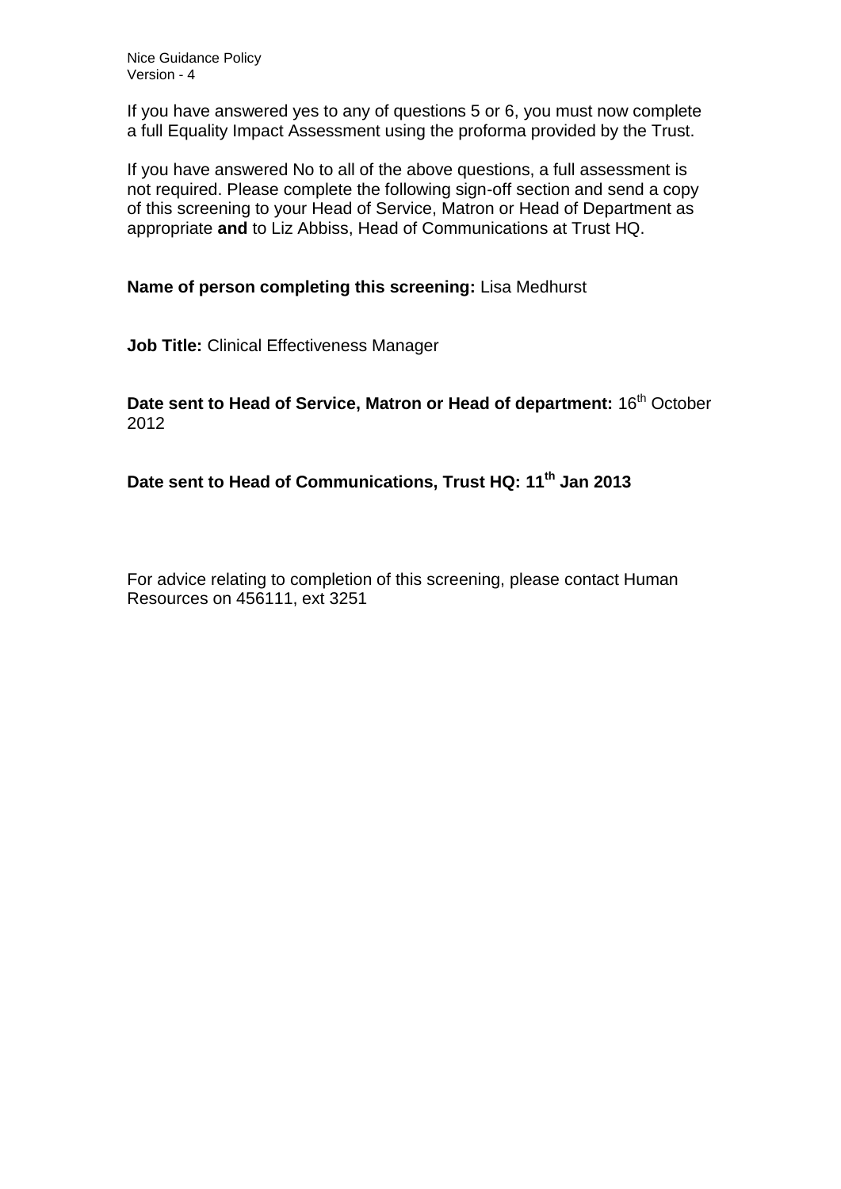If you have answered yes to any of questions 5 or 6, you must now complete a full Equality Impact Assessment using the proforma provided by the Trust.

If you have answered No to all of the above questions, a full assessment is not required. Please complete the following sign-off section and send a copy of this screening to your Head of Service, Matron or Head of Department as appropriate **and** to Liz Abbiss, Head of Communications at Trust HQ.

**Name of person completing this screening:** Lisa Medhurst

**Job Title:** Clinical Effectiveness Manager

**Date sent to Head of Service, Matron or Head of department:** 16th October 2012

**Date sent to Head of Communications, Trust HQ: 11th Jan 2013**

For advice relating to completion of this screening, please contact Human Resources on 456111, ext 3251